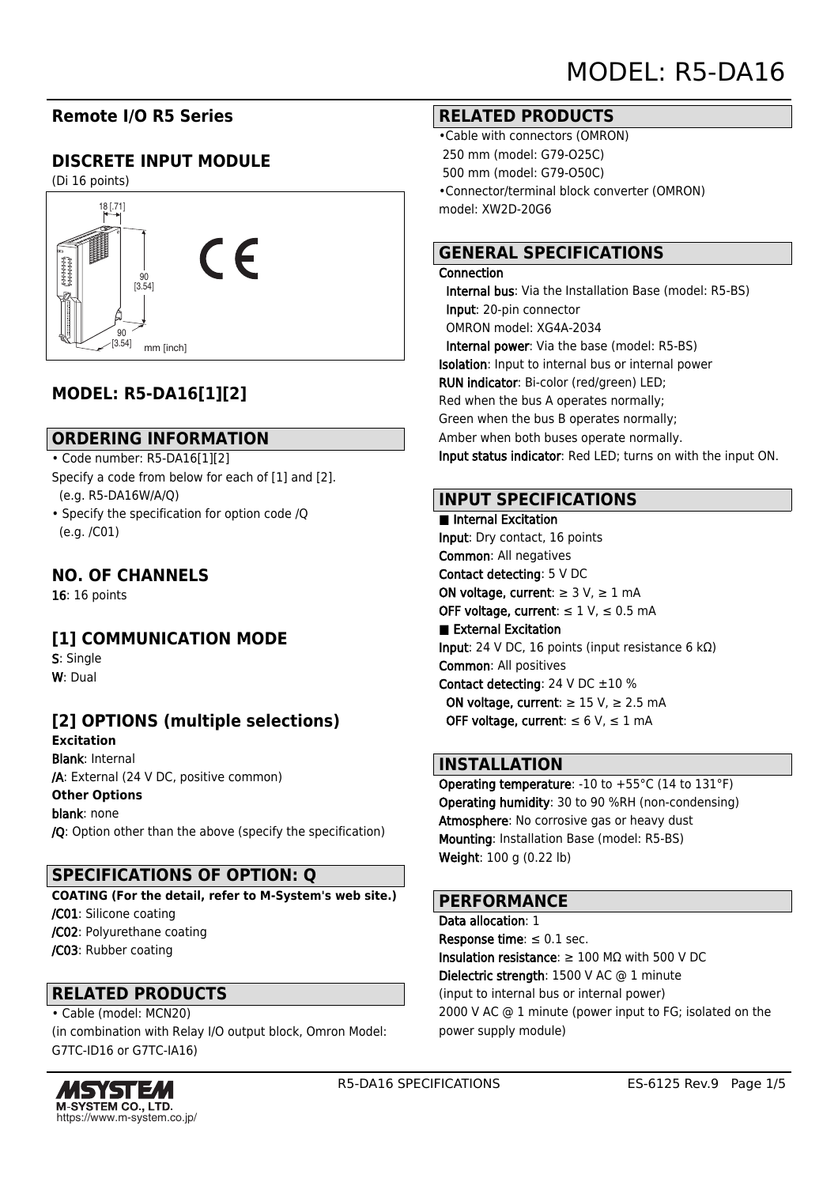# MODEL: R5-DA16

## Remote I/O R5 Series

## DISCRETE INPUT MODULE

(Di 16 points)

18 [.71]

90 [3.54]

90 [3.54]

mm [inch]

## MODEL: R5-DA16[1][2]

## ORDERING INFORMATION

- Code number: R5-DA16[1][2]
Specify a code from below for each of [1] and [2].
(e.g. R5-DA16W/A/Q)
- Specify the specification for option code /Q
(e.g. /C01)

## NO. OF CHANNELS

**16**: 16 points

## [1] COMMUNICATION MODE

**S**: Single
**W**: Dual

## [2] OPTIONS (multiple selections)

**Excitation**
**Blank**: Internal
**/A**: External (24 V DC, positive common)
**Other Options**
**blank**: none
**/Q**: Option other than the above (specify the specification)

## SPECIFICATIONS OF OPTION: Q

**COATING (For the detail, refer to M-System's web site.)**
**/C01**: Silicone coating
**/C02**: Polyurethane coating
**/C03**: Rubber coating

## RELATED PRODUCTS

- Cable (model: MCN20)
(in combination with Relay I/O output block, Omron Model: G7TC-ID16 or G7TC-IA16)

## RELATED PRODUCTS

- Cable with connectors (OMRON)
250 mm (model: G79-O25C)
500 mm (model: G79-O50C)
- Connector/terminal block converter (OMRON)
model: XW2D-20G6

## GENERAL SPECIFICATIONS

**Connection**
**Internal bus**: Via the Installation Base (model: R5-BS)
**Input**: 20-pin connector
OMRON model: XG4A-2034
**Internal power**: Via the base (model: R5-BS)
**Isolation**: Input to internal bus or internal power
**RUN indicator**: Bi-color (red/green) LED;
Red when the bus A operates normally;
Green when the bus B operates normally;
Amber when both buses operate normally.
**Input status indicator**: Red LED; turns on with the input ON.

## INPUT SPECIFICATIONS

■ **Internal Excitation**
**Input**: Dry contact, 16 points
**Common**: All negatives
**Contact detecting**: 5 V DC
**ON voltage, current**: ≥ 3 V, ≥ 1 mA
**OFF voltage, current**: ≤ 1 V, ≤ 0.5 mA
■ **External Excitation**
**Input**: 24 V DC, 16 points (input resistance 6 kΩ)
**Common**: All positives
**Contact detecting**: 24 V DC ±10 %
**ON voltage, current**: ≥ 15 V, ≥ 2.5 mA
**OFF voltage, current**: ≤ 6 V, ≤ 1 mA

## INSTALLATION

**Operating temperature**: -10 to +55°C (14 to 131°F)
**Operating humidity**: 30 to 90 %RH (non-condensing)
**Atmosphere**: No corrosive gas or heavy dust
**Mounting**: Installation Base (model: R5-BS)
**Weight**: 100 g (0.22 lb)

## PERFORMANCE

**Data allocation**: 1
**Response time**: ≤ 0.1 sec.
**Insulation resistance**: ≥ 100 MΩ with 500 V DC
**Dielectric strength**: 1500 V AC @ 1 minute
(input to internal bus or internal power)
2000 V AC @ 1 minute (power input to FG; isolated on the power supply module)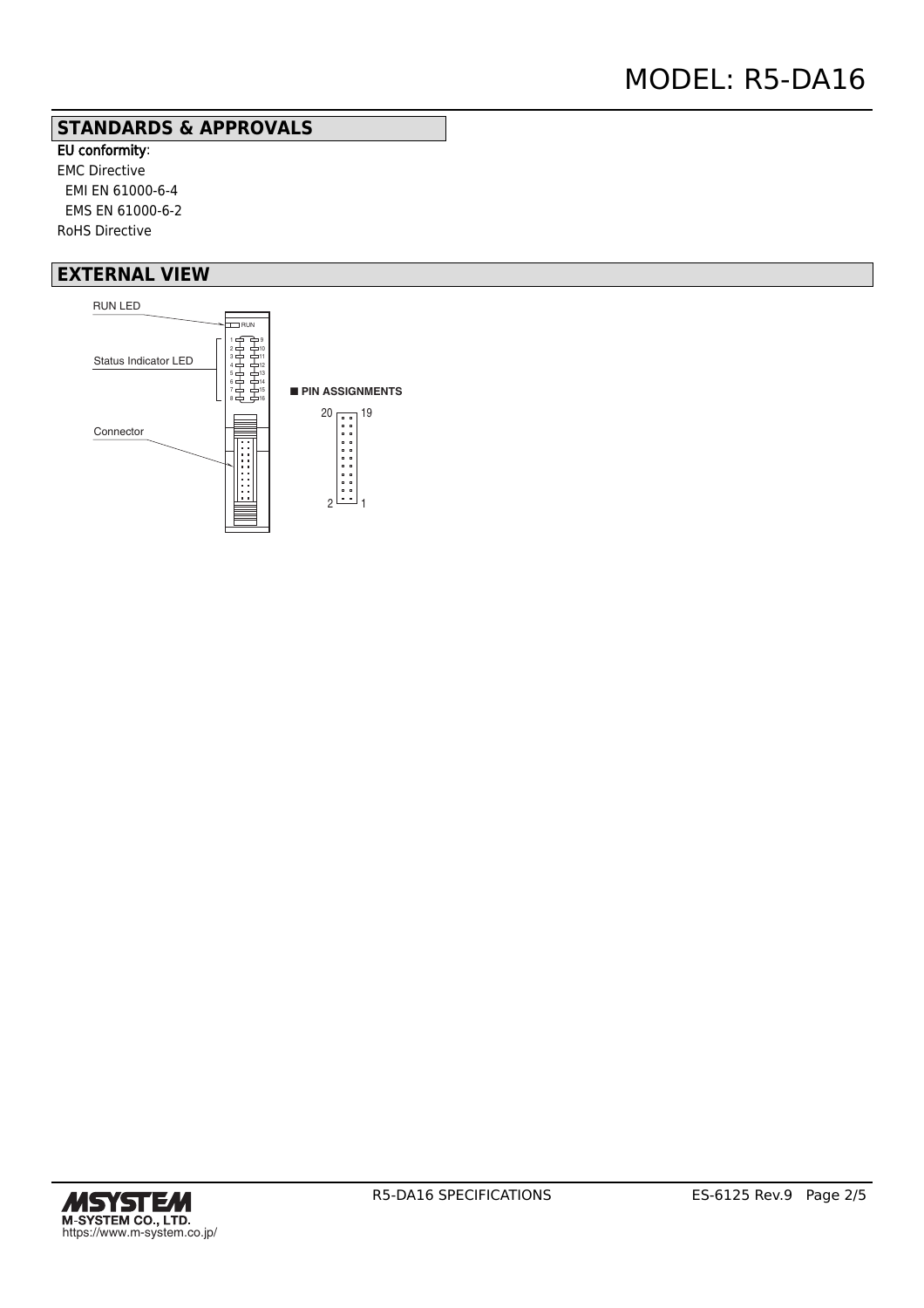## STANDARDS & APPROVALS

**EU conformity**:

EMC Directive

EMI EN 61000-6-4

EMS EN 61000-6-2

RoHS Directive

## EXTERNAL VIEW

RUN LED

Status Indicator LED

Connector

■ PIN ASSIGNMENTS

20 19

2 1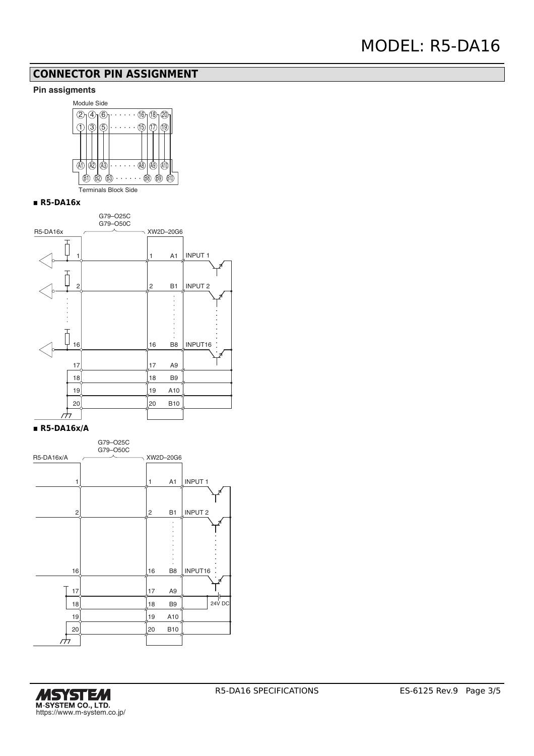## CONNECTOR PIN ASSIGNMENT

### Pin assigments

Module Side

②④⑥ ······ ⑯⑱⑳

①③⑤ ······ ⑮⑰⑲

Ⓐ1 Ⓐ2 Ⓐ3 ······ Ⓐ8 Ⓐ9 Ⓐ10

Ⓑ1 Ⓑ2 Ⓑ3 ······ Ⓑ8 Ⓑ9 Ⓑ10

Terminals Block Side

■ **R5-DA16x**

R5-DA16x — G79–O25C / G79–O50C — XW2D–20G6

| R5-DA16x | XW2D–20G6 | | |
|---|---|---|---|
| 1 | 1 | A1 | INPUT 1 |
| 2 | 2 | B1 | INPUT 2 |
| 16 | 16 | B8 | INPUT16 |
| 17 | 17 | A9 | |
| 18 | 18 | B9 | |
| 19 | 19 | A10 | |
| 20 | 20 | B10 | |

■ **R5-DA16x/A**

R5-DA16x/A — G79–O25C / G79–O50C — XW2D–20G6

| R5-DA16x/A | XW2D–20G6 | | |
|---|---|---|---|
| 1 | 1 | A1 | INPUT 1 |
| 2 | 2 | B1 | INPUT 2 |
| 16 | 16 | B8 | INPUT16 |
| 17 | 17 | A9 | 24V DC |
| 18 | 18 | B9 | |
| 19 | 19 | A10 | |
| 20 | 20 | B10 | |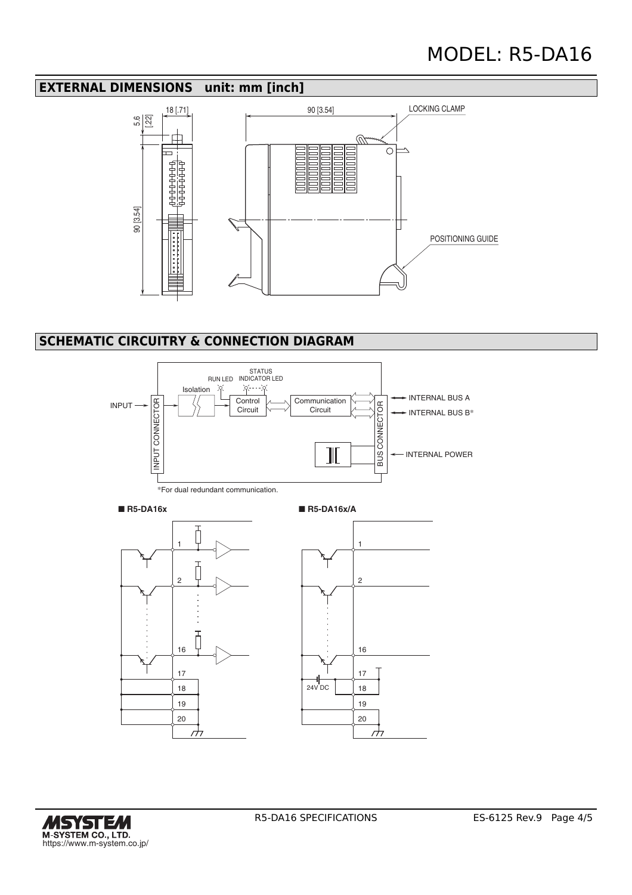# MODEL: R5-DA16

## EXTERNAL DIMENSIONS unit: mm [inch]

5.6 [.22]

18 [.71]

90 [3.54]

90 [3.54]

LOCKING CLAMP

POSITIONING GUIDE

## SCHEMATIC CIRCUITRY & CONNECTION DIAGRAM

INPUT → INPUT CONNECTOR → Isolation → Control Circuit ⇔ Communication Circuit ⇔ BUS CONNECTOR ↔ INTERNAL BUS A / INTERNAL BUS B*

RUN LED, STATUS INDICATOR LED

INTERNAL POWER

*For dual redundant communication.

■ R5-DA16x

1, 2, 16, 17, 18, 19, 20

■ R5-DA16x/A

1, 2, 16, 17, 18, 19, 20

24V DC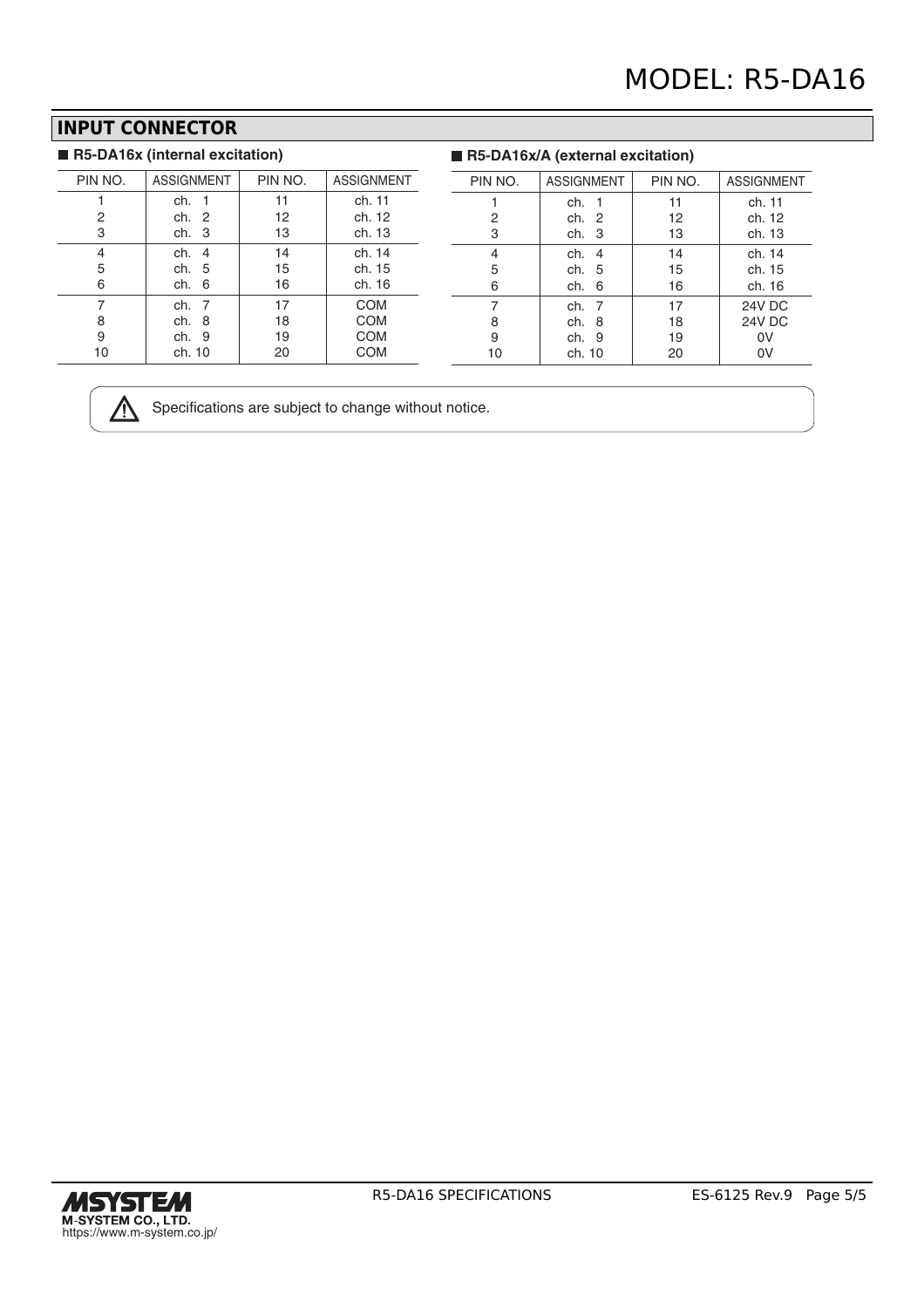## INPUT CONNECTOR

### ■ R5-DA16x (internal excitation)

| PIN NO. | ASSIGNMENT | PIN NO. | ASSIGNMENT |
|---|---|---|---|
| 1 | ch. 1 | 11 | ch. 11 |
| 2 | ch. 2 | 12 | ch. 12 |
| 3 | ch. 3 | 13 | ch. 13 |
| 4 | ch. 4 | 14 | ch. 14 |
| 5 | ch. 5 | 15 | ch. 15 |
| 6 | ch. 6 | 16 | ch. 16 |
| 7 | ch. 7 | 17 | COM |
| 8 | ch. 8 | 18 | COM |
| 9 | ch. 9 | 19 | COM |
| 10 | ch. 10 | 20 | COM |

### ■ R5-DA16x/A (external excitation)

| PIN NO. | ASSIGNMENT | PIN NO. | ASSIGNMENT |
|---|---|---|---|
| 1 | ch. 1 | 11 | ch. 11 |
| 2 | ch. 2 | 12 | ch. 12 |
| 3 | ch. 3 | 13 | ch. 13 |
| 4 | ch. 4 | 14 | ch. 14 |
| 5 | ch. 5 | 15 | ch. 15 |
| 6 | ch. 6 | 16 | ch. 16 |
| 7 | ch. 7 | 17 | 24V DC |
| 8 | ch. 8 | 18 | 24V DC |
| 9 | ch. 9 | 19 | 0V |
| 10 | ch. 10 | 20 | 0V |

⚠ Specifications are subject to change without notice.